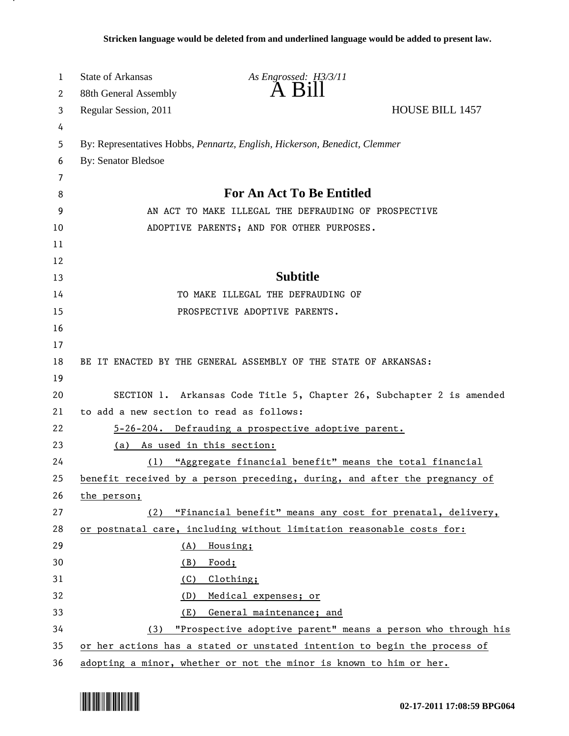**Stricken language would be deleted from and underlined language would be added to present law.**

State of Arkansas *As Engrossed: H3/3/11*
88th General Assembly

# A Bill

Regular Session, 2011 HOUSE BILL 1457

By: Representatives Hobbs, *Pennartz, English, Hickerson, Benedict, Clemmer*
By: Senator Bledsoe

## For An Act To Be Entitled

AN ACT TO MAKE ILLEGAL THE DEFRAUDING OF PROSPECTIVE ADOPTIVE PARENTS; AND FOR OTHER PURPOSES.

## Subtitle

TO MAKE ILLEGAL THE DEFRAUDING OF PROSPECTIVE ADOPTIVE PARENTS.

BE IT ENACTED BY THE GENERAL ASSEMBLY OF THE STATE OF ARKANSAS:

SECTION 1. Arkansas Code Title 5, Chapter 26, Subchapter 2 is amended to add a new section to read as follows:

<u>5-26-204. Defrauding a prospective adoptive parent.</u>

<u>(a) As used in this section:</u>

<u>(1) "Aggregate financial benefit" means the total financial benefit received by a person preceding, during, and after the pregnancy of the person;</u>

<u>(2) "Financial benefit" means any cost for prenatal, delivery, or postnatal care, including without limitation reasonable costs for:</u>

<u>(A) Housing;</u>

<u>(B) Food;</u>

<u>(C) Clothing;</u>

<u>(D) Medical expenses; or</u>

<u>(E) General maintenance; and</u>

<u>(3) "Prospective adoptive parent" means a person who through his or her actions has a stated or unstated intention to begin the process of adopting a minor, whether or not the minor is known to him or her.</u>

02-17-2011 17:08:59 BPG064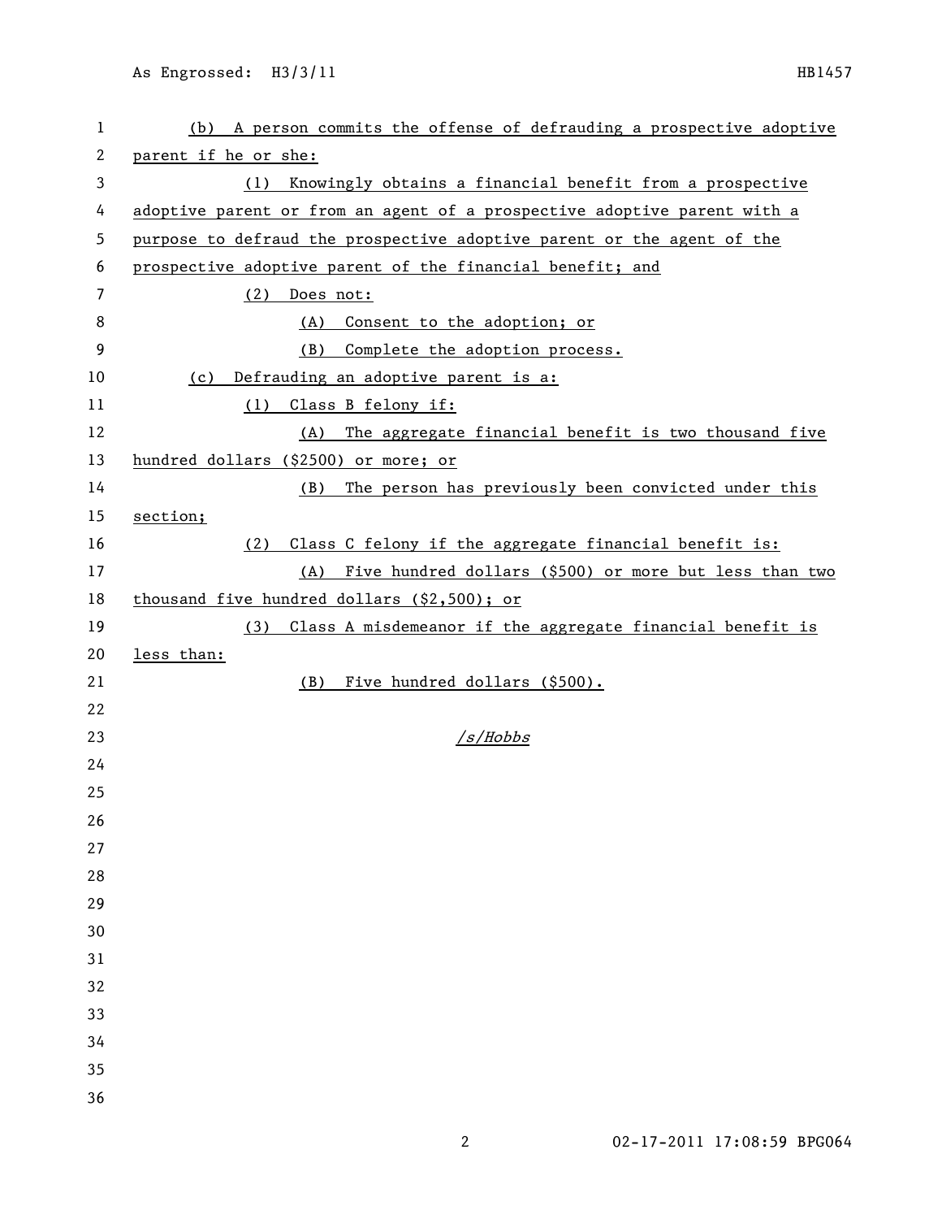(b) A person commits the offense of defrauding a prospective adoptive parent if he or she:

(1) Knowingly obtains a financial benefit from a prospective adoptive parent or from an agent of a prospective adoptive parent with a purpose to defraud the prospective adoptive parent or the agent of the prospective adoptive parent of the financial benefit; and

(2) Does not:

(A) Consent to the adoption; or

(B) Complete the adoption process.

(c) Defrauding an adoptive parent is a:

(1) Class B felony if:

(A) The aggregate financial benefit is two thousand five hundred dollars ($2500) or more; or

(B) The person has previously been convicted under this section;

(2) Class C felony if the aggregate financial benefit is:

(A) Five hundred dollars ($500) or more but less than two thousand five hundred dollars ($2,500); or

(3) Class A misdemeanor if the aggregate financial benefit is less than:

(B) Five hundred dollars ($500).

*/s/Hobbs*